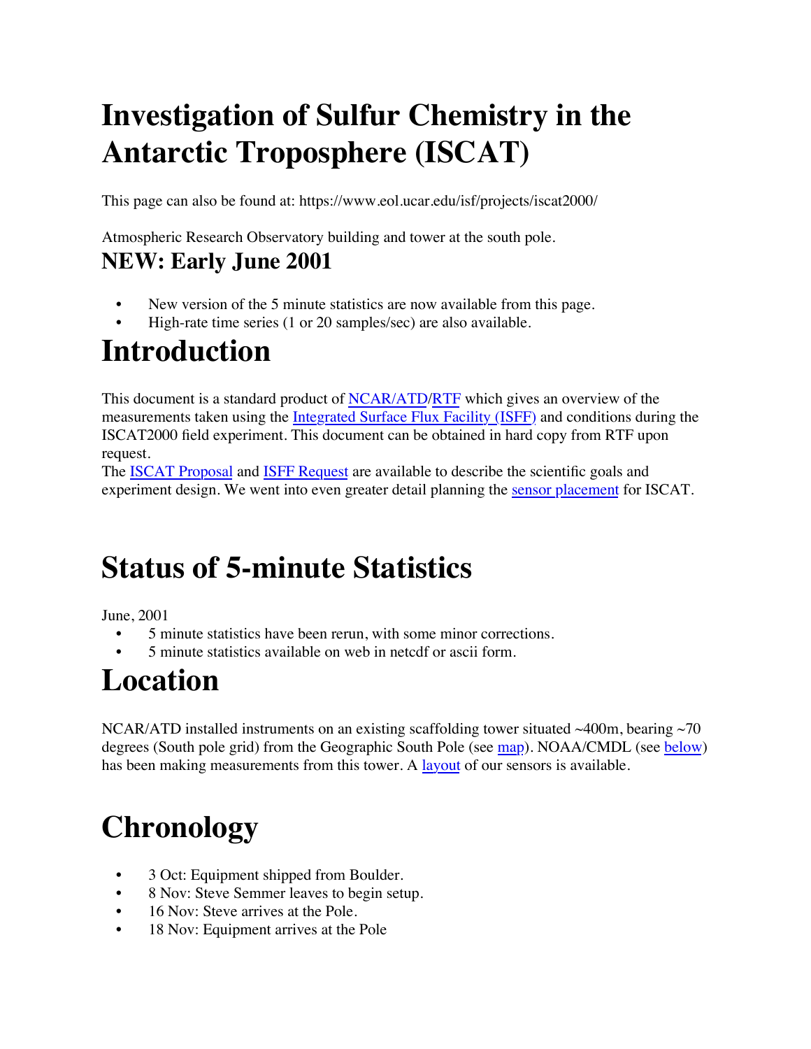# Investigation of Sulfur Chemistry in the Antarctic Troposphere (ISCAT)

This page can also be found at: https://www.eol.ucar.edu/isf/projects/iscat2000/

Atmospheric Research Observatory building and tower at the south pole.

## NEW: Early June 2001

- New version of the 5 minute statistics are now available from this page.
- High-rate time series (1 or 20 samples/sec) are also available.

# Introduction

This document is a standard product of NCAR/ATD/RTF which gives an overview of the measurements taken using the Integrated Surface Flux Facility (ISFF) and conditions during the ISCAT2000 field experiment. This document can be obtained in hard copy from RTF upon request.

The ISCAT Proposal and ISFF Request are available to describe the scientific goals and experiment design. We went into even greater detail planning the sensor placement for ISCAT.

# Status of 5-minute Statistics

June, 2001

- 5 minute statistics have been rerun, with some minor corrections.
- 5 minute statistics available on web in netcdf or ascii form.

# Location

NCAR/ATD installed instruments on an existing scaffolding tower situated ~400m, bearing ~70 degrees (South pole grid) from the Geographic South Pole (see map). NOAA/CMDL (see below) has been making measurements from this tower. A layout of our sensors is available.

# Chronology

- 3 Oct: Equipment shipped from Boulder.
- 8 Nov: Steve Semmer leaves to begin setup.
- 16 Nov: Steve arrives at the Pole.
- 18 Nov: Equipment arrives at the Pole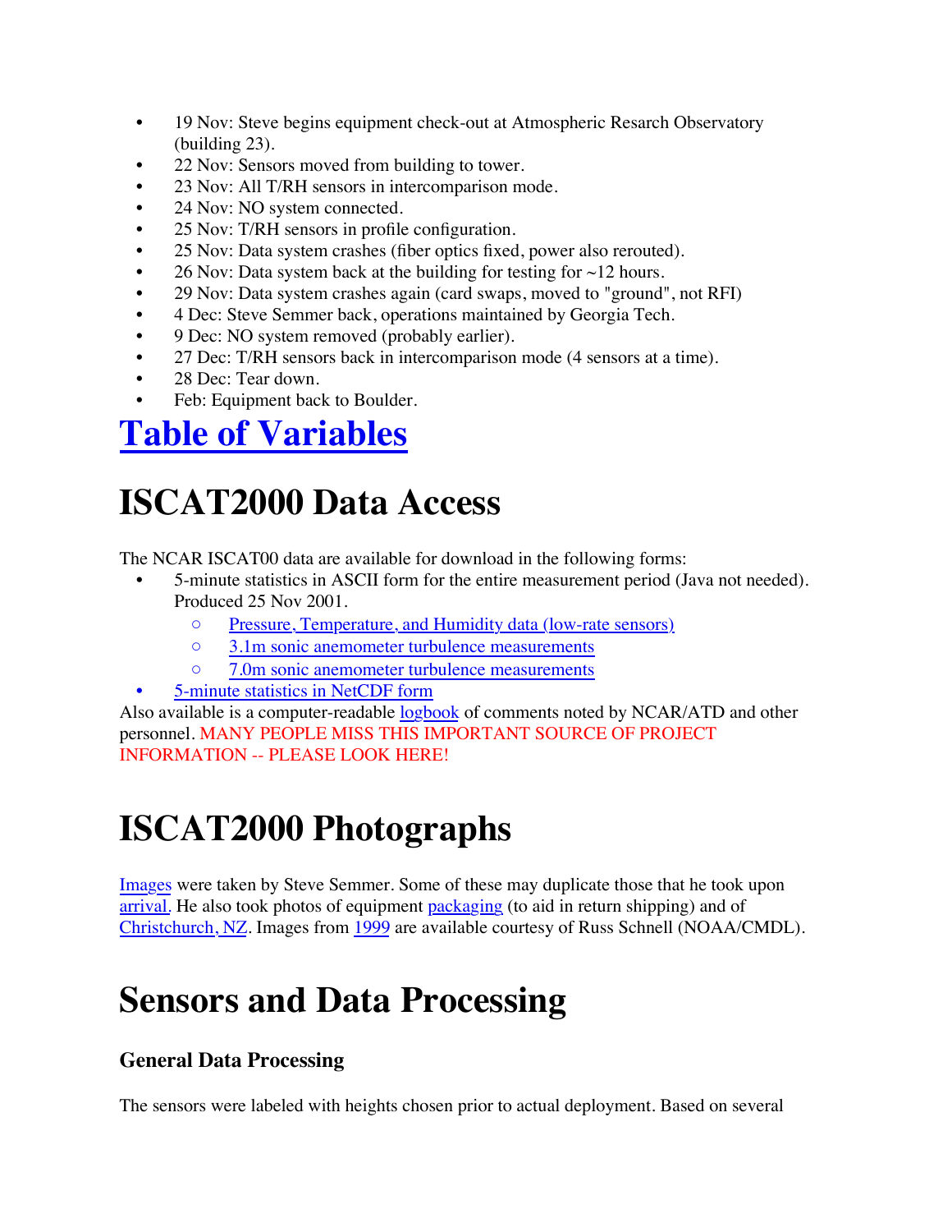- 19 Nov: Steve begins equipment check-out at Atmospheric Resarch Observatory (building 23).
- 22 Nov: Sensors moved from building to tower.
- 23 Nov: All T/RH sensors in intercomparison mode.
- 24 Nov: NO system connected.
- 25 Nov: T/RH sensors in profile configuration.
- 25 Nov: Data system crashes (fiber optics fixed, power also rerouted).
- 26 Nov: Data system back at the building for testing for ~12 hours.
- 29 Nov: Data system crashes again (card swaps, moved to "ground", not RFI)
- 4 Dec: Steve Semmer back, operations maintained by Georgia Tech.
- 9 Dec: NO system removed (probably earlier).
- 27 Dec: T/RH sensors back in intercomparison mode (4 sensors at a time).
- 28 Dec: Tear down.
- Feb: Equipment back to Boulder.

# Table of Variables

# ISCAT2000 Data Access

The NCAR ISCAT00 data are available for download in the following forms:

- 5-minute statistics in ASCII form for the entire measurement period (Java not needed). Produced 25 Nov 2001.
  - Pressure, Temperature, and Humidity data (low-rate sensors)
  - 3.1m sonic anemometer turbulence measurements
  - 7.0m sonic anemometer turbulence measurements
- 5-minute statistics in NetCDF form

Also available is a computer-readable logbook of comments noted by NCAR/ATD and other personnel. MANY PEOPLE MISS THIS IMPORTANT SOURCE OF PROJECT INFORMATION -- PLEASE LOOK HERE!

# ISCAT2000 Photographs

Images were taken by Steve Semmer. Some of these may duplicate those that he took upon arrival. He also took photos of equipment packaging (to aid in return shipping) and of Christchurch, NZ. Images from 1999 are available courtesy of Russ Schnell (NOAA/CMDL).

# Sensors and Data Processing

### General Data Processing

The sensors were labeled with heights chosen prior to actual deployment. Based on several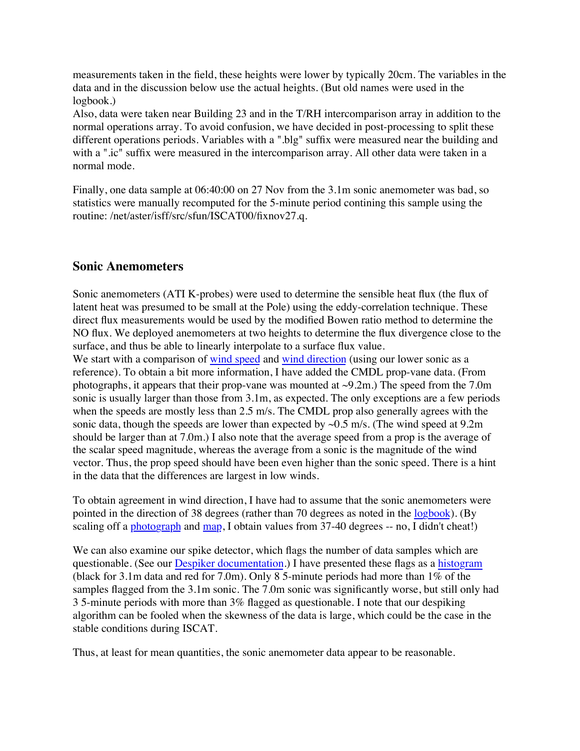measurements taken in the field, these heights were lower by typically 20cm. The variables in the data and in the discussion below use the actual heights. (But old names were used in the logbook.)
Also, data were taken near Building 23 and in the T/RH intercomparison array in addition to the normal operations array. To avoid confusion, we have decided in post-processing to split these different operations periods. Variables with a ".blg" suffix were measured near the building and with a ".ic" suffix were measured in the intercomparison array. All other data were taken in a normal mode.

Finally, one data sample at 06:40:00 on 27 Nov from the 3.1m sonic anemometer was bad, so statistics were manually recomputed for the 5-minute period contining this sample using the routine: /net/aster/isff/src/sfun/ISCAT00/fixnov27.q.

## Sonic Anemometers

Sonic anemometers (ATI K-probes) were used to determine the sensible heat flux (the flux of latent heat was presumed to be small at the Pole) using the eddy-correlation technique. These direct flux measurements would be used by the modified Bowen ratio method to determine the NO flux. We deployed anemometers at two heights to determine the flux divergence close to the surface, and thus be able to linearly interpolate to a surface flux value.
We start with a comparison of wind speed and wind direction (using our lower sonic as a reference). To obtain a bit more information, I have added the CMDL prop-vane data. (From photographs, it appears that their prop-vane was mounted at ~9.2m.) The speed from the 7.0m sonic is usually larger than those from 3.1m, as expected. The only exceptions are a few periods when the speeds are mostly less than 2.5 m/s. The CMDL prop also generally agrees with the sonic data, though the speeds are lower than expected by ~0.5 m/s. (The wind speed at 9.2m should be larger than at 7.0m.) I also note that the average speed from a prop is the average of the scalar speed magnitude, whereas the average from a sonic is the magnitude of the wind vector. Thus, the prop speed should have been even higher than the sonic speed. There is a hint in the data that the differences are largest in low winds.

To obtain agreement in wind direction, I have had to assume that the sonic anemometers were pointed in the direction of 38 degrees (rather than 70 degrees as noted in the logbook). (By scaling off a photograph and map, I obtain values from 37-40 degrees -- no, I didn't cheat!)

We can also examine our spike detector, which flags the number of data samples which are questionable. (See our Despiker documentation.) I have presented these flags as a histogram (black for 3.1m data and red for 7.0m). Only 8 5-minute periods had more than 1% of the samples flagged from the 3.1m sonic. The 7.0m sonic was significantly worse, but still only had 3 5-minute periods with more than 3% flagged as questionable. I note that our despiking algorithm can be fooled when the skewness of the data is large, which could be the case in the stable conditions during ISCAT.

Thus, at least for mean quantities, the sonic anemometer data appear to be reasonable.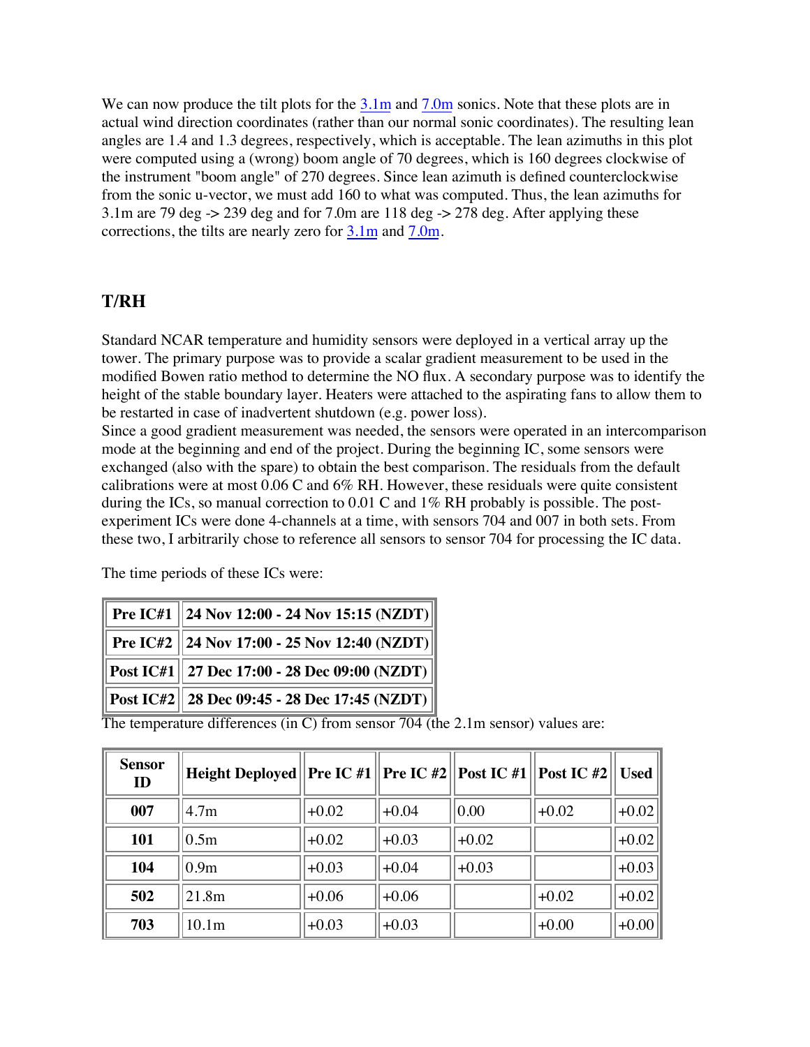We can now produce the tilt plots for the 3.1m and 7.0m sonics. Note that these plots are in actual wind direction coordinates (rather than our normal sonic coordinates). The resulting lean angles are 1.4 and 1.3 degrees, respectively, which is acceptable. The lean azimuths in this plot were computed using a (wrong) boom angle of 70 degrees, which is 160 degrees clockwise of the instrument "boom angle" of 270 degrees. Since lean azimuth is defined counterclockwise from the sonic u-vector, we must add 160 to what was computed. Thus, the lean azimuths for 3.1m are 79 deg -> 239 deg and for 7.0m are 118 deg -> 278 deg. After applying these corrections, the tilts are nearly zero for 3.1m and 7.0m.

## T/RH

Standard NCAR temperature and humidity sensors were deployed in a vertical array up the tower. The primary purpose was to provide a scalar gradient measurement to be used in the modified Bowen ratio method to determine the NO flux. A secondary purpose was to identify the height of the stable boundary layer. Heaters were attached to the aspirating fans to allow them to be restarted in case of inadvertent shutdown (e.g. power loss).

Since a good gradient measurement was needed, the sensors were operated in an intercomparison mode at the beginning and end of the project. During the beginning IC, some sensors were exchanged (also with the spare) to obtain the best comparison. The residuals from the default calibrations were at most 0.06 C and 6% RH. However, these residuals were quite consistent during the ICs, so manual correction to 0.01 C and 1% RH probably is possible. The post-experiment ICs were done 4-channels at a time, with sensors 704 and 007 in both sets. From these two, I arbitrarily chose to reference all sensors to sensor 704 for processing the IC data.

The time periods of these ICs were:

| | |
|---|---|
| **Pre IC#1** | **24 Nov 12:00 - 24 Nov 15:15 (NZDT)** |
| **Pre IC#2** | **24 Nov 17:00 - 25 Nov 12:40 (NZDT)** |
| **Post IC#1** | **27 Dec 17:00 - 28 Dec 09:00 (NZDT)** |
| **Post IC#2** | **28 Dec 09:45 - 28 Dec 17:45 (NZDT)** |

The temperature differences (in C) from sensor 704 (the 2.1m sensor) values are:

| Sensor ID | Height Deployed | Pre IC #1 | Pre IC #2 | Post IC #1 | Post IC #2 | Used |
|---|---|---|---|---|---|---|
| **007** | 4.7m | +0.02 | +0.04 | 0.00 | +0.02 | +0.02 |
| **101** | 0.5m | +0.02 | +0.03 | +0.02 | | +0.02 |
| **104** | 0.9m | +0.03 | +0.04 | +0.03 | | +0.03 |
| **502** | 21.8m | +0.06 | +0.06 | | +0.02 | +0.02 |
| **703** | 10.1m | +0.03 | +0.03 | | +0.00 | +0.00 |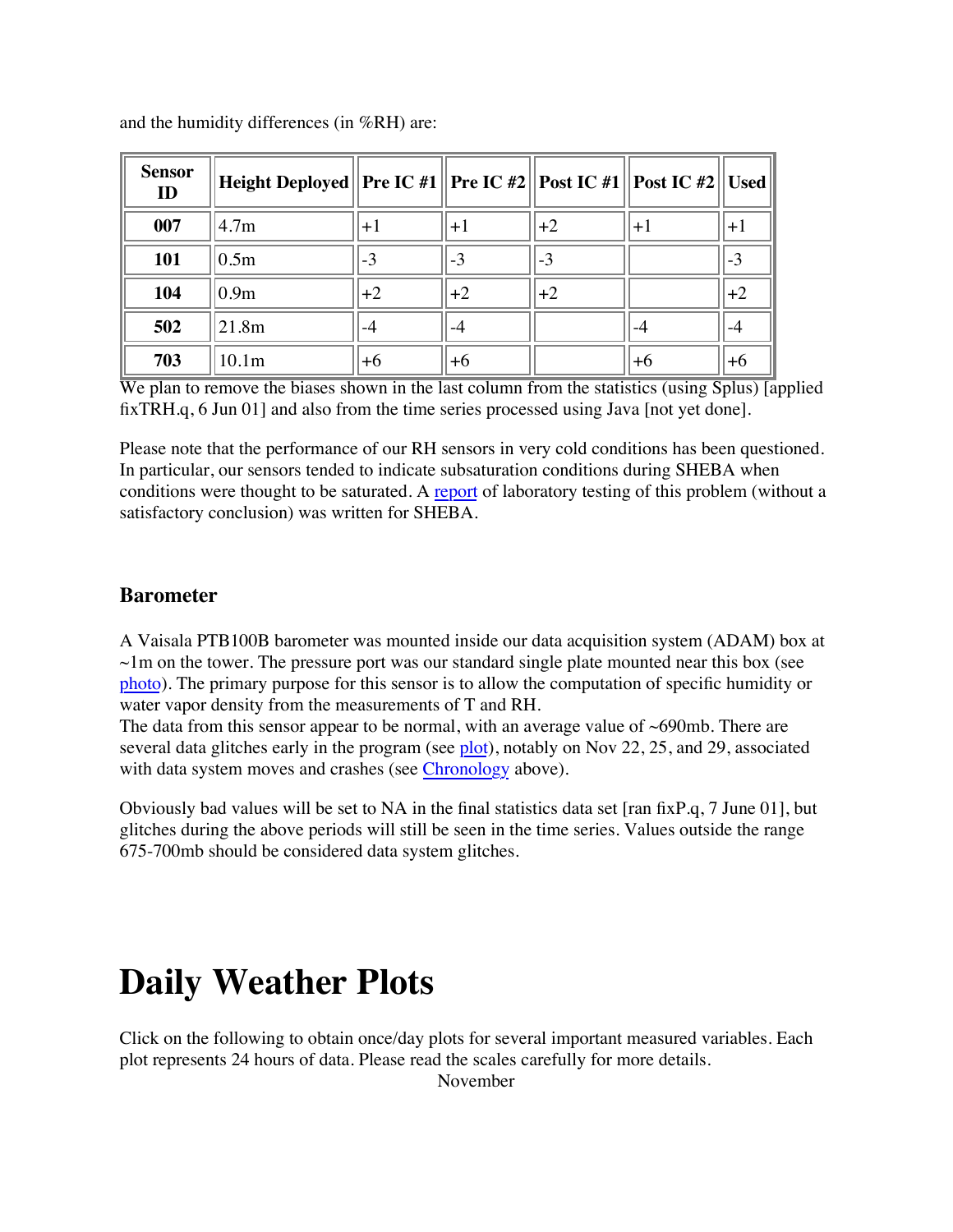and the humidity differences (in %RH) are:

| Sensor ID | Height Deployed | Pre IC #1 | Pre IC #2 | Post IC #1 | Post IC #2 | Used |
|---|---|---|---|---|---|---|
| **007** | 4.7m | +1 | +1 | +2 | +1 | +1 |
| **101** | 0.5m | -3 | -3 | -3 | | -3 |
| **104** | 0.9m | +2 | +2 | +2 | | +2 |
| **502** | 21.8m | -4 | -4 | | -4 | -4 |
| **703** | 10.1m | +6 | +6 | | +6 | +6 |

We plan to remove the biases shown in the last column from the statistics (using Splus) [applied fixTRH.q, 6 Jun 01] and also from the time series processed using Java [not yet done].

Please note that the performance of our RH sensors in very cold conditions has been questioned. In particular, our sensors tended to indicate subsaturation conditions during SHEBA when conditions were thought to be saturated. A report of laboratory testing of this problem (without a satisfactory conclusion) was written for SHEBA.

### Barometer

A Vaisala PTB100B barometer was mounted inside our data acquisition system (ADAM) box at ~1m on the tower. The pressure port was our standard single plate mounted near this box (see photo). The primary purpose for this sensor is to allow the computation of specific humidity or water vapor density from the measurements of T and RH.
The data from this sensor appear to be normal, with an average value of ~690mb. There are several data glitches early in the program (see plot), notably on Nov 22, 25, and 29, associated with data system moves and crashes (see Chronology above).

Obviously bad values will be set to NA in the final statistics data set [ran fixP.q, 7 June 01], but glitches during the above periods will still be seen in the time series. Values outside the range 675-700mb should be considered data system glitches.

# Daily Weather Plots

Click on the following to obtain once/day plots for several important measured variables. Each plot represents 24 hours of data. Please read the scales carefully for more details.

November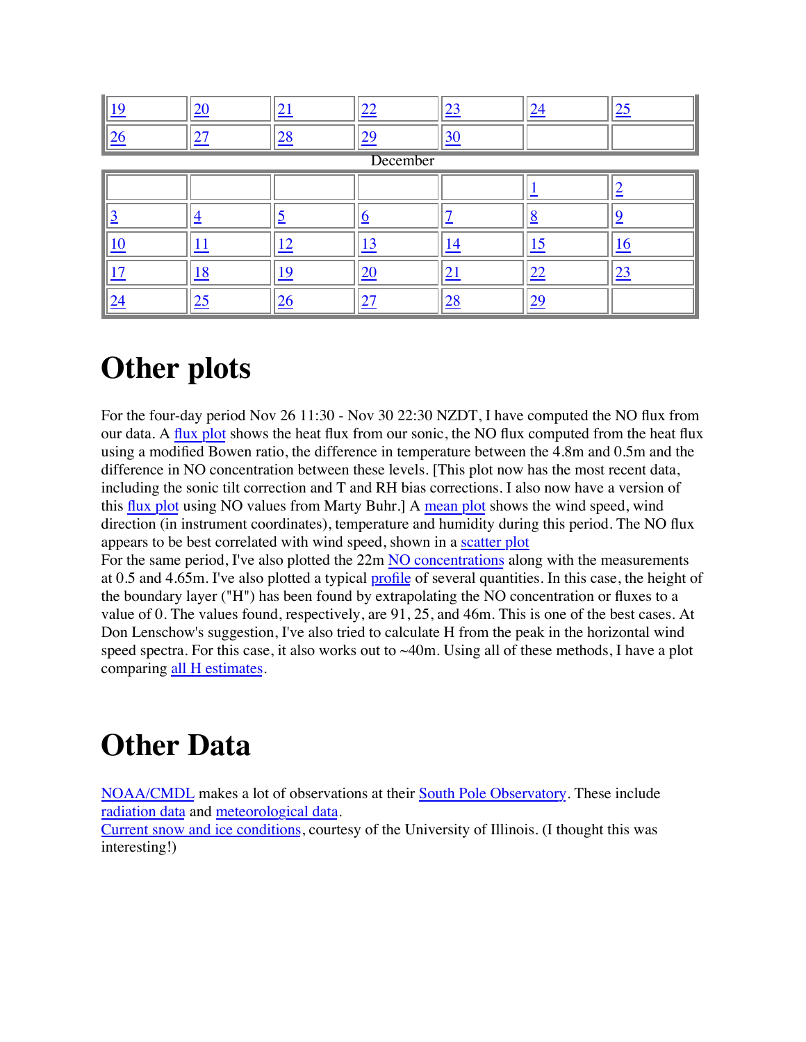| | | | | | | |
|---|---|---|---|---|---|---|
| 19 | 20 | 21 | 22 | 23 | 24 | 25 |
| 26 | 27 | 28 | 29 | 30 | | |

December

| | | | | | | |
|---|---|---|---|---|---|---|
| | | | | | 1 | 2 |
| 3 | 4 | 5 | 6 | 7 | 8 | 9 |
| 10 | 11 | 12 | 13 | 14 | 15 | 16 |
| 17 | 18 | 19 | 20 | 21 | 22 | 23 |
| 24 | 25 | 26 | 27 | 28 | 29 | |

# Other plots

For the four-day period Nov 26 11:30 - Nov 30 22:30 NZDT, I have computed the NO flux from our data. A flux plot shows the heat flux from our sonic, the NO flux computed from the heat flux using a modified Bowen ratio, the difference in temperature between the 4.8m and 0.5m and the difference in NO concentration between these levels. [This plot now has the most recent data, including the sonic tilt correction and T and RH bias corrections. I also now have a version of this flux plot using NO values from Marty Buhr.] A mean plot shows the wind speed, wind direction (in instrument coordinates), temperature and humidity during this period. The NO flux appears to be best correlated with wind speed, shown in a scatter plot
For the same period, I've also plotted the 22m NO concentrations along with the measurements at 0.5 and 4.65m. I've also plotted a typical profile of several quantities. In this case, the height of the boundary layer ("H") has been found by extrapolating the NO concentration or fluxes to a value of 0. The values found, respectively, are 91, 25, and 46m. This is one of the best cases. At Don Lenschow's suggestion, I've also tried to calculate H from the peak in the horizontal wind speed spectra. For this case, it also works out to ~40m. Using all of these methods, I have a plot comparing all H estimates.

# Other Data

NOAA/CMDL makes a lot of observations at their South Pole Observatory. These include radiation data and meteorological data.
Current snow and ice conditions, courtesy of the University of Illinois. (I thought this was interesting!)